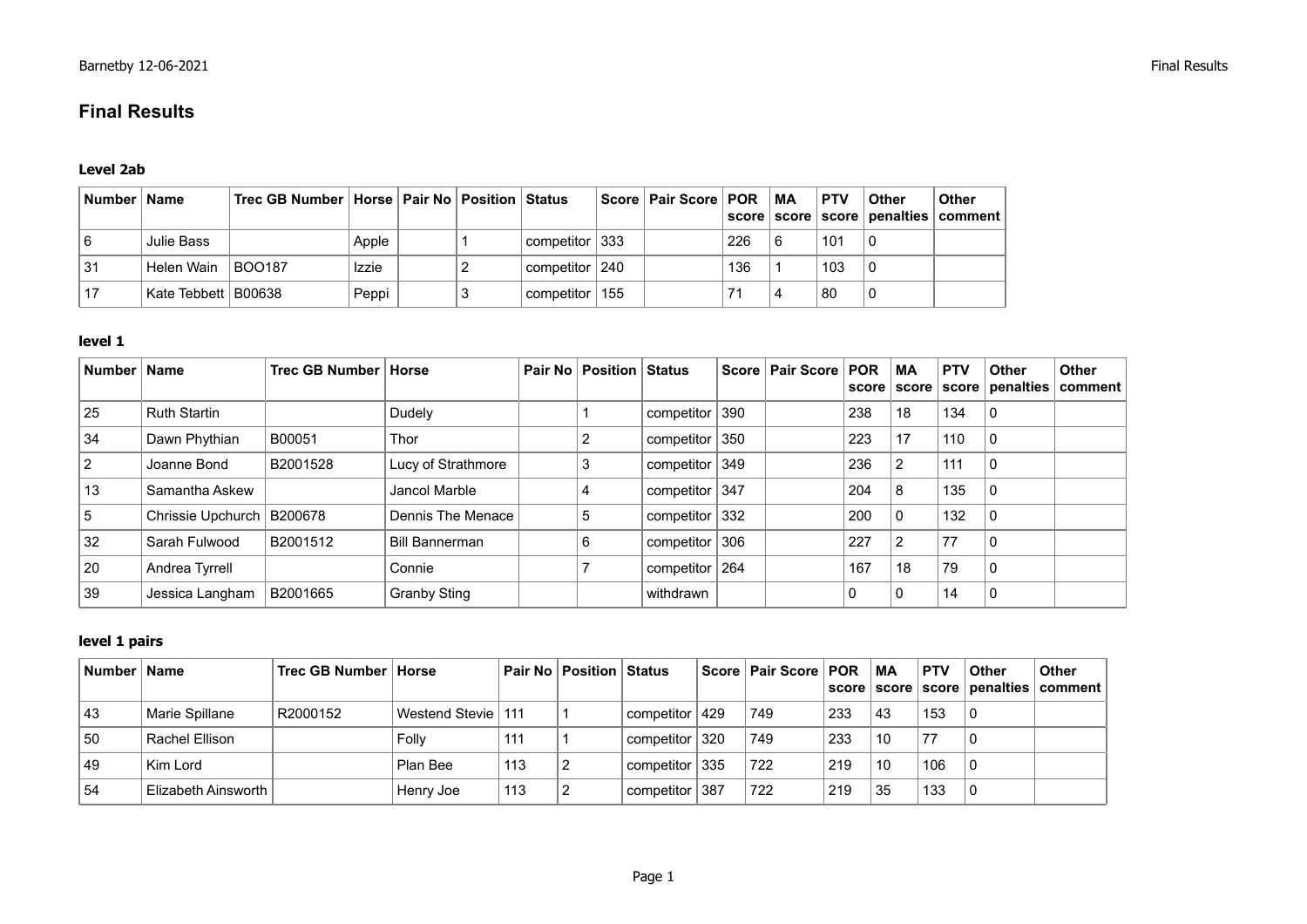# Final Results

### Level 2ab

| Number | Name | Trec GB Number | Horse | Pair No | Position | Status | Score | Pair Score | POR score | MA score | PTV score | Other penalties | Other comment |
|---|---|---|---|---|---|---|---|---|---|---|---|---|---|
| 6 | Julie Bass | | Apple | | 1 | competitor | 333 | | 226 | 6 | 101 | 0 | |
| 31 | Helen Wain | BOO187 | Izzie | | 2 | competitor | 240 | | 136 | 1 | 103 | 0 | |
| 17 | Kate Tebbett | B00638 | Peppi | | 3 | competitor | 155 | | 71 | 4 | 80 | 0 | |

### level 1

| Number | Name | Trec GB Number | Horse | Pair No | Position | Status | Score | Pair Score | POR score | MA score | PTV score | Other penalties | Other comment |
|---|---|---|---|---|---|---|---|---|---|---|---|---|---|
| 25 | Ruth Startin | | Dudely | | 1 | competitor | 390 | | 238 | 18 | 134 | 0 | |
| 34 | Dawn Phythian | B00051 | Thor | | 2 | competitor | 350 | | 223 | 17 | 110 | 0 | |
| 2 | Joanne Bond | B2001528 | Lucy of Strathmore | | 3 | competitor | 349 | | 236 | 2 | 111 | 0 | |
| 13 | Samantha Askew | | Jancol Marble | | 4 | competitor | 347 | | 204 | 8 | 135 | 0 | |
| 5 | Chrissie Upchurch | B200678 | Dennis The Menace | | 5 | competitor | 332 | | 200 | 0 | 132 | 0 | |
| 32 | Sarah Fulwood | B2001512 | Bill Bannerman | | 6 | competitor | 306 | | 227 | 2 | 77 | 0 | |
| 20 | Andrea Tyrrell | | Connie | | 7 | competitor | 264 | | 167 | 18 | 79 | 0 | |
| 39 | Jessica Langham | B2001665 | Granby Sting | | | withdrawn | | | 0 | 0 | 14 | 0 | |

### level 1 pairs

| Number | Name | Trec GB Number | Horse | Pair No | Position | Status | Score | Pair Score | POR score | MA score | PTV score | Other penalties | Other comment |
|---|---|---|---|---|---|---|---|---|---|---|---|---|---|
| 43 | Marie Spillane | R2000152 | Westend Stevie | 111 | 1 | competitor | 429 | 749 | 233 | 43 | 153 | 0 | |
| 50 | Rachel Ellison | | Folly | 111 | 1 | competitor | 320 | 749 | 233 | 10 | 77 | 0 | |
| 49 | Kim Lord | | Plan Bee | 113 | 2 | competitor | 335 | 722 | 219 | 10 | 106 | 0 | |
| 54 | Elizabeth Ainsworth | | Henry Joe | 113 | 2 | competitor | 387 | 722 | 219 | 35 | 133 | 0 | |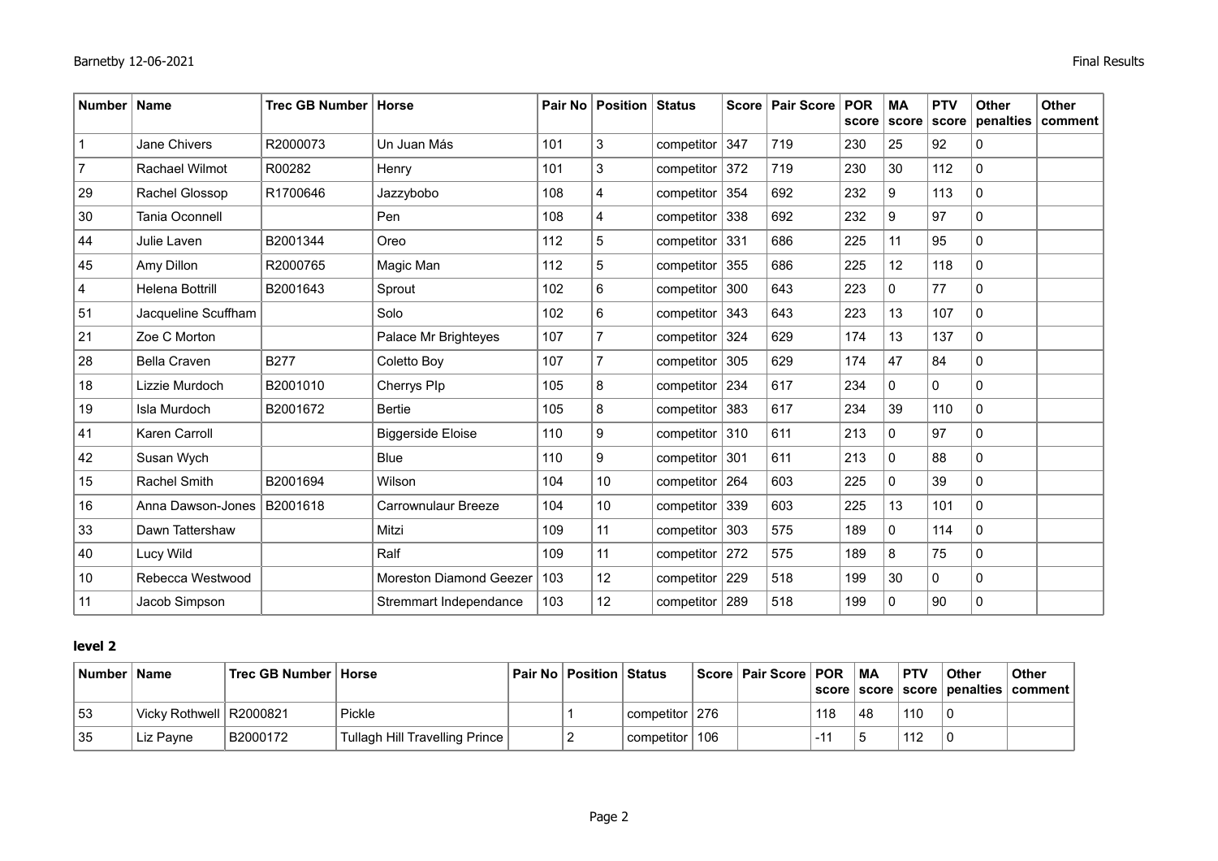| Number | Name | Trec GB Number | Horse | Pair No | Position | Status | Score | Pair Score | POR score | MA score | PTV score | Other penalties | Other comment |
|---|---|---|---|---|---|---|---|---|---|---|---|---|---|
| 1 | Jane Chivers | R2000073 | Un Juan Más | 101 | 3 | competitor | 347 | 719 | 230 | 25 | 92 | 0 | |
| 7 | Rachael Wilmot | R00282 | Henry | 101 | 3 | competitor | 372 | 719 | 230 | 30 | 112 | 0 | |
| 29 | Rachel Glossop | R1700646 | Jazzybobo | 108 | 4 | competitor | 354 | 692 | 232 | 9 | 113 | 0 | |
| 30 | Tania Oconnell | | Pen | 108 | 4 | competitor | 338 | 692 | 232 | 9 | 97 | 0 | |
| 44 | Julie Laven | B2001344 | Oreo | 112 | 5 | competitor | 331 | 686 | 225 | 11 | 95 | 0 | |
| 45 | Amy Dillon | R2000765 | Magic Man | 112 | 5 | competitor | 355 | 686 | 225 | 12 | 118 | 0 | |
| 4 | Helena Bottrill | B2001643 | Sprout | 102 | 6 | competitor | 300 | 643 | 223 | 0 | 77 | 0 | |
| 51 | Jacqueline Scuffham | | Solo | 102 | 6 | competitor | 343 | 643 | 223 | 13 | 107 | 0 | |
| 21 | Zoe C Morton | | Palace Mr Brighteyes | 107 | 7 | competitor | 324 | 629 | 174 | 13 | 137 | 0 | |
| 28 | Bella Craven | B277 | Coletto Boy | 107 | 7 | competitor | 305 | 629 | 174 | 47 | 84 | 0 | |
| 18 | Lizzie Murdoch | B2001010 | Cherrys Plp | 105 | 8 | competitor | 234 | 617 | 234 | 0 | 0 | 0 | |
| 19 | Isla Murdoch | B2001672 | Bertie | 105 | 8 | competitor | 383 | 617 | 234 | 39 | 110 | 0 | |
| 41 | Karen Carroll | | Biggerside Eloise | 110 | 9 | competitor | 310 | 611 | 213 | 0 | 97 | 0 | |
| 42 | Susan Wych | | Blue | 110 | 9 | competitor | 301 | 611 | 213 | 0 | 88 | 0 | |
| 15 | Rachel Smith | B2001694 | Wilson | 104 | 10 | competitor | 264 | 603 | 225 | 0 | 39 | 0 | |
| 16 | Anna Dawson-Jones | B2001618 | Carrownulaur Breeze | 104 | 10 | competitor | 339 | 603 | 225 | 13 | 101 | 0 | |
| 33 | Dawn Tattershaw | | Mitzi | 109 | 11 | competitor | 303 | 575 | 189 | 0 | 114 | 0 | |
| 40 | Lucy Wild | | Ralf | 109 | 11 | competitor | 272 | 575 | 189 | 8 | 75 | 0 | |
| 10 | Rebecca Westwood | | Moreston Diamond Geezer | 103 | 12 | competitor | 229 | 518 | 199 | 30 | 0 | 0 | |
| 11 | Jacob Simpson | | Stremmart Independance | 103 | 12 | competitor | 289 | 518 | 199 | 0 | 90 | 0 | |

## level 2

| Number | Name | Trec GB Number | Horse | Pair No | Position | Status | Score | Pair Score | POR score | MA score | PTV score | Other penalties | Other comment |
|---|---|---|---|---|---|---|---|---|---|---|---|---|---|
| 53 | Vicky Rothwell | R2000821 | Pickle | | 1 | competitor | 276 | | 118 | 48 | 110 | 0 | |
| 35 | Liz Payne | B2000172 | Tullagh Hill Travelling Prince | | 2 | competitor | 106 | | -11 | 5 | 112 | 0 | |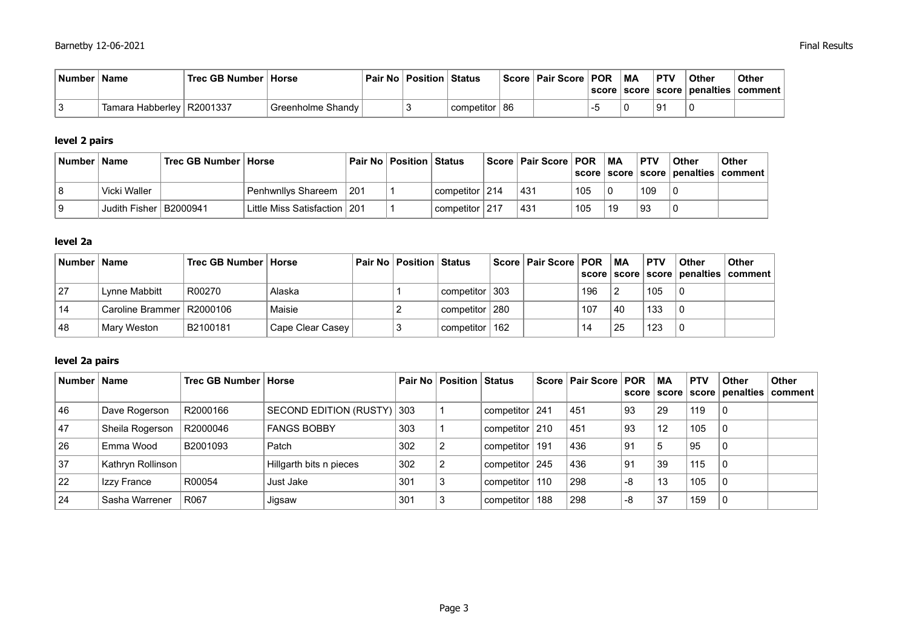| Number | Name | Trec GB Number | Horse | Pair No | Position | Status | Score | Pair Score | POR score | MA score | PTV score | Other penalties | Other comment |
|---|---|---|---|---|---|---|---|---|---|---|---|---|---|
| 3 | Tamara Habberley | R2001337 | Greenholme Shandy | | 3 | competitor | 86 | | -5 | 0 | 91 | 0 | |

### level 2 pairs

| Number | Name | Trec GB Number | Horse | Pair No | Position | Status | Score | Pair Score | POR score | MA score | PTV score | Other penalties | Other comment |
|---|---|---|---|---|---|---|---|---|---|---|---|---|---|
| 8 | Vicki Waller | | Penhwnllys Shareem | 201 | 1 | competitor | 214 | 431 | 105 | 0 | 109 | 0 | |
| 9 | Judith Fisher | B2000941 | Little Miss Satisfaction | 201 | 1 | competitor | 217 | 431 | 105 | 19 | 93 | 0 | |

### level 2a

| Number | Name | Trec GB Number | Horse | Pair No | Position | Status | Score | Pair Score | POR score | MA score | PTV score | Other penalties | Other comment |
|---|---|---|---|---|---|---|---|---|---|---|---|---|---|
| 27 | Lynne Mabbitt | R00270 | Alaska | | 1 | competitor | 303 | | 196 | 2 | 105 | 0 | |
| 14 | Caroline Brammer | R2000106 | Maisie | | 2 | competitor | 280 | | 107 | 40 | 133 | 0 | |
| 48 | Mary Weston | B2100181 | Cape Clear Casey | | 3 | competitor | 162 | | 14 | 25 | 123 | 0 | |

### level 2a pairs

| Number | Name | Trec GB Number | Horse | Pair No | Position | Status | Score | Pair Score | POR score | MA score | PTV score | Other penalties | Other comment |
|---|---|---|---|---|---|---|---|---|---|---|---|---|---|
| 46 | Dave Rogerson | R2000166 | SECOND EDITION (RUSTY) | 303 | 1 | competitor | 241 | 451 | 93 | 29 | 119 | 0 | |
| 47 | Sheila Rogerson | R2000046 | FANGS BOBBY | 303 | 1 | competitor | 210 | 451 | 93 | 12 | 105 | 0 | |
| 26 | Emma Wood | B2001093 | Patch | 302 | 2 | competitor | 191 | 436 | 91 | 5 | 95 | 0 | |
| 37 | Kathryn Rollinson | | Hillgarth bits n pieces | 302 | 2 | competitor | 245 | 436 | 91 | 39 | 115 | 0 | |
| 22 | Izzy France | R00054 | Just Jake | 301 | 3 | competitor | 110 | 298 | -8 | 13 | 105 | 0 | |
| 24 | Sasha Warrener | R067 | Jigsaw | 301 | 3 | competitor | 188 | 298 | -8 | 37 | 159 | 0 | |